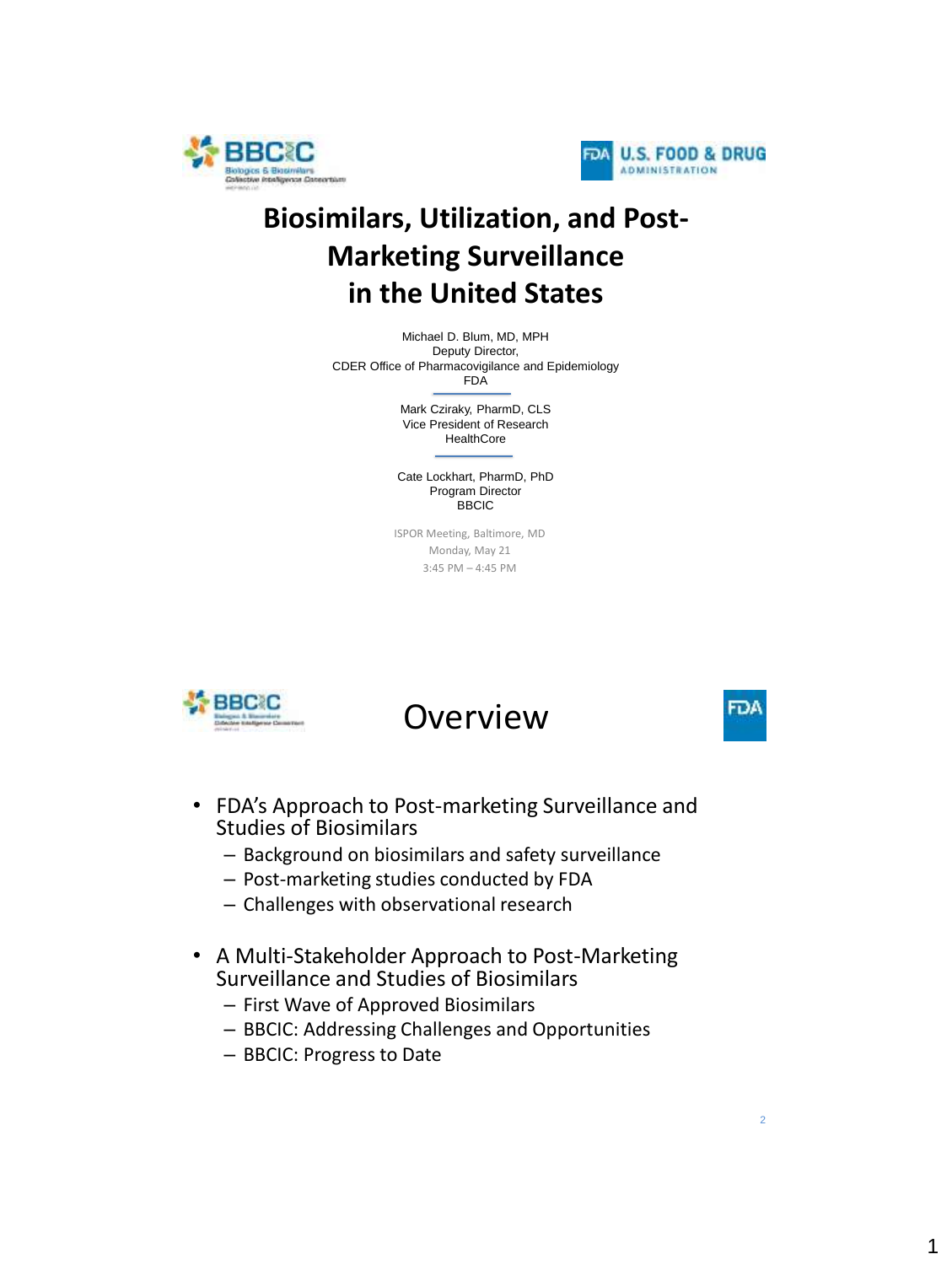# Biosimilars, Utilization, and Post-Marketing Surveillance in the United States

Michael D. Blum, MD, MPH
Deputy Director,
CDER Office of Pharmacovigilance and Epidemiology
FDA

Mark Cziraky, PharmD, CLS
Vice President of Research
HealthCore

Cate Lockhart, PharmD, PhD
Program Director
BBCIC

ISPOR Meeting, Baltimore, MD
Monday, May 21
3:45 PM – 4:45 PM

## Overview

- FDA's Approach to Post-marketing Surveillance and Studies of Biosimilars
  - Background on biosimilars and safety surveillance
  - Post-marketing studies conducted by FDA
  - Challenges with observational research
- A Multi-Stakeholder Approach to Post-Marketing Surveillance and Studies of Biosimilars
  - First Wave of Approved Biosimilars
  - BBCIC: Addressing Challenges and Opportunities
  - BBCIC: Progress to Date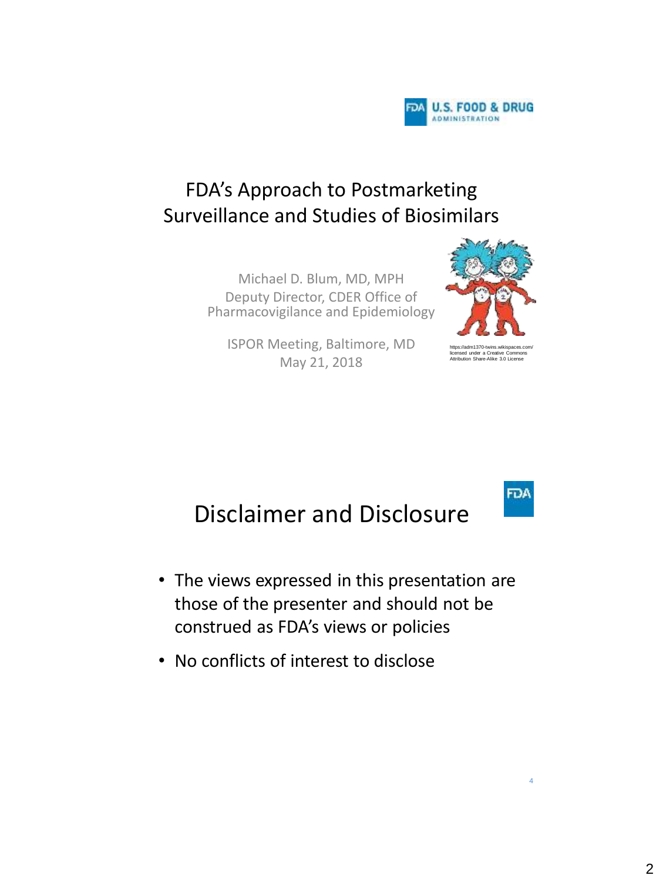# FDA's Approach to Postmarketing Surveillance and Studies of Biosimilars

Michael D. Blum, MD, MPH
Deputy Director, CDER Office of Pharmacovigilance and Epidemiology

ISPOR Meeting, Baltimore, MD
May 21, 2018

https://adm1370-twins.wikispaces.com/ licensed under a Creative Commons Attribution Share-Alike 3.0 License

# Disclaimer and Disclosure

- The views expressed in this presentation are those of the presenter and should not be construed as FDA's views or policies
- No conflicts of interest to disclose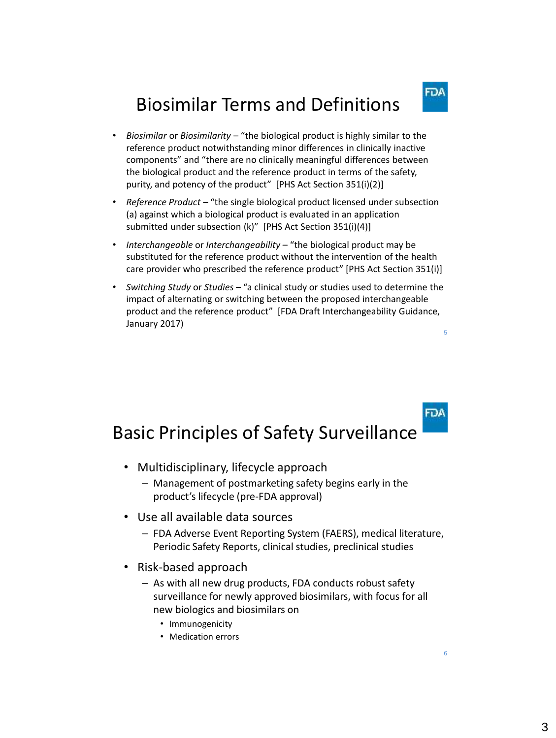## Biosimilar Terms and Definitions

- *Biosimilar* or *Biosimilarity* – "the biological product is highly similar to the reference product notwithstanding minor differences in clinically inactive components" and "there are no clinically meaningful differences between the biological product and the reference product in terms of the safety, purity, and potency of the product" [PHS Act Section 351(i)(2)]
- *Reference Product* – "the single biological product licensed under subsection (a) against which a biological product is evaluated in an application submitted under subsection (k)" [PHS Act Section 351(i)(4)]
- *Interchangeable* or *Interchangeability* – "the biological product may be substituted for the reference product without the intervention of the health care provider who prescribed the reference product" [PHS Act Section 351(i)]
- *Switching Study* or *Studies* – "a clinical study or studies used to determine the impact of alternating or switching between the proposed interchangeable product and the reference product" [FDA Draft Interchangeability Guidance, January 2017)

## Basic Principles of Safety Surveillance

- Multidisciplinary, lifecycle approach
  - Management of postmarketing safety begins early in the product's lifecycle (pre-FDA approval)
- Use all available data sources
  - FDA Adverse Event Reporting System (FAERS), medical literature, Periodic Safety Reports, clinical studies, preclinical studies
- Risk-based approach
  - As with all new drug products, FDA conducts robust safety surveillance for newly approved biosimilars, with focus for all new biologics and biosimilars on
    - Immunogenicity
    - Medication errors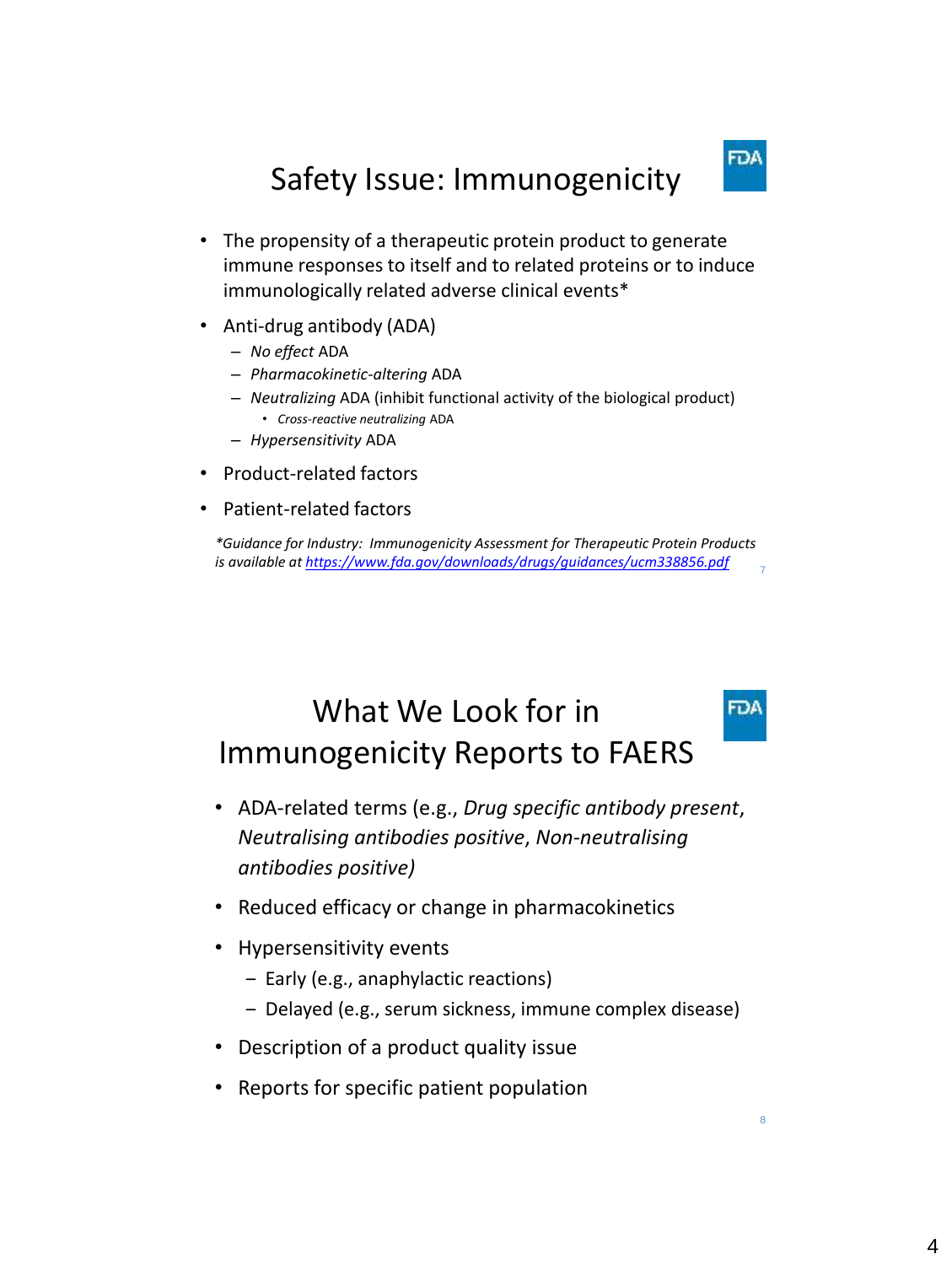## Safety Issue: Immunogenicity

- The propensity of a therapeutic protein product to generate immune responses to itself and to related proteins or to induce immunologically related adverse clinical events*
- Anti-drug antibody (ADA)
  - *No effect* ADA
  - *Pharmacokinetic-altering* ADA
  - *Neutralizing* ADA (inhibit functional activity of the biological product)
    - *Cross-reactive neutralizing* ADA
  - *Hypersensitivity* ADA
- Product-related factors
- Patient-related factors

**Guidance for Industry: Immunogenicity Assessment for Therapeutic Protein Products is available at [https://www.fda.gov/downloads/drugs/guidances/ucm338856.pdf](https://www.fda.gov/downloads/drugs/guidances/ucm338856.pdf)*

## What We Look for in Immunogenicity Reports to FAERS

- ADA-related terms (e.g., *Drug specific antibody present*, *Neutralising antibodies positive*, *Non-neutralising antibodies positive)*
- Reduced efficacy or change in pharmacokinetics
- Hypersensitivity events
  - Early (e.g., anaphylactic reactions)
  - Delayed (e.g., serum sickness, immune complex disease)
- Description of a product quality issue
- Reports for specific patient population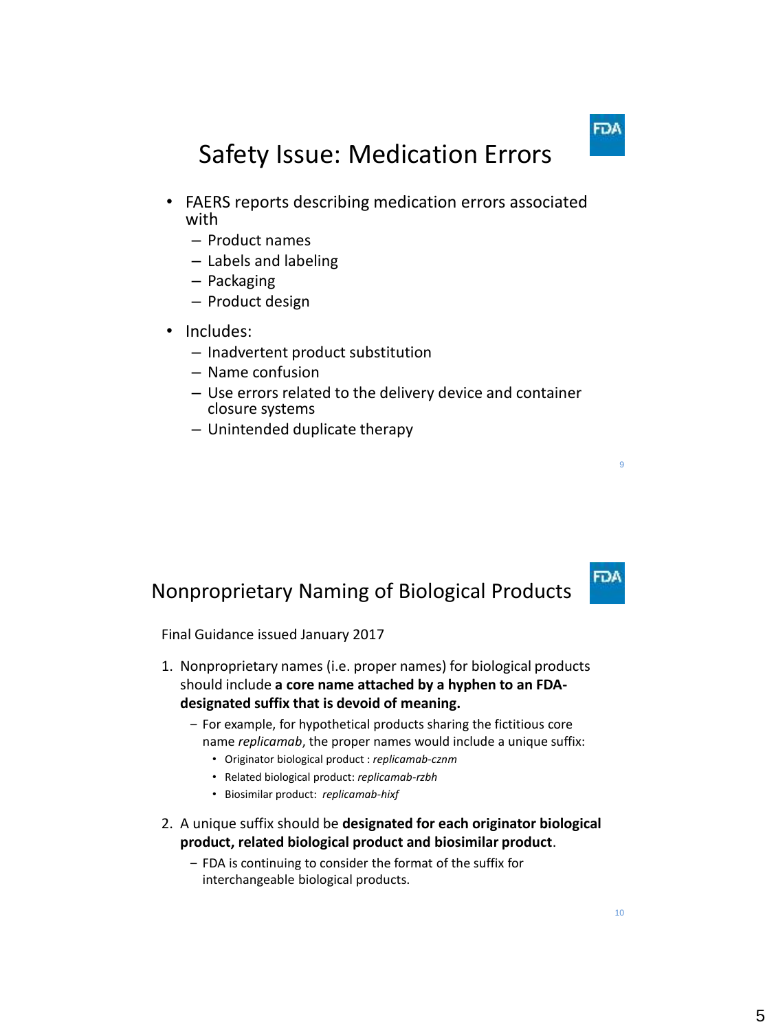## Safety Issue: Medication Errors

- FAERS reports describing medication errors associated with
  - Product names
  - Labels and labeling
  - Packaging
  - Product design
- Includes:
  - Inadvertent product substitution
  - Name confusion
  - Use errors related to the delivery device and container closure systems
  - Unintended duplicate therapy

## Nonproprietary Naming of Biological Products

Final Guidance issued January 2017

1. Nonproprietary names (i.e. proper names) for biological products should include **a core name attached by a hyphen to an FDA-designated suffix that is devoid of meaning.**
   - For example, for hypothetical products sharing the fictitious core name *replicamab*, the proper names would include a unique suffix:
     - Originator biological product : *replicamab-cznm*
     - Related biological product: *replicamab-rzbh*
     - Biosimilar product: *replicamab-hixf*
2. A unique suffix should be **designated for each originator biological product, related biological product and biosimilar product**.
   - FDA is continuing to consider the format of the suffix for interchangeable biological products.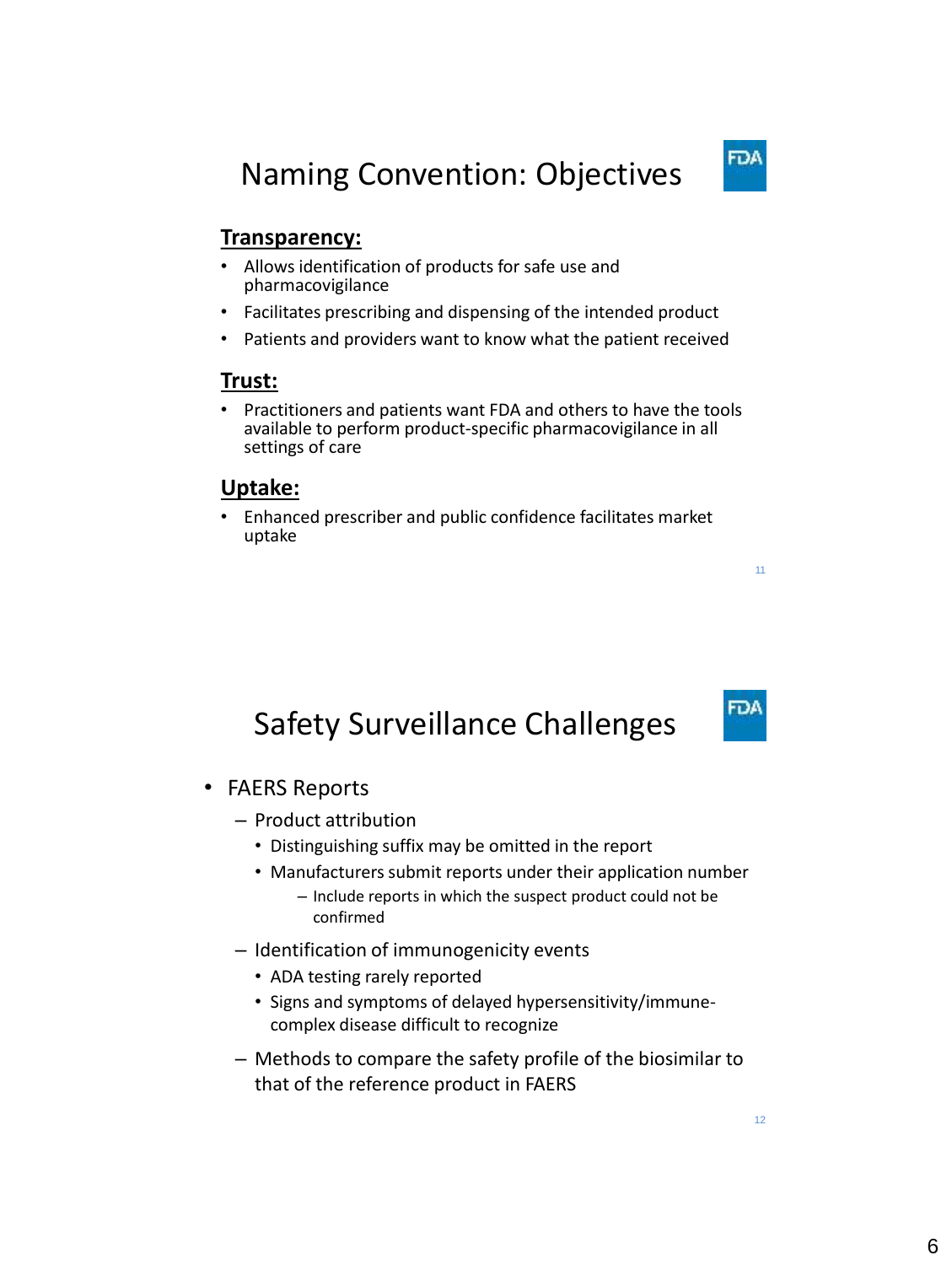## Naming Convention: Objectives

**Transparency:**

- Allows identification of products for safe use and pharmacovigilance
- Facilitates prescribing and dispensing of the intended product
- Patients and providers want to know what the patient received

**Trust:**

- Practitioners and patients want FDA and others to have the tools available to perform product-specific pharmacovigilance in all settings of care

**Uptake:**

- Enhanced prescriber and public confidence facilitates market uptake

## Safety Surveillance Challenges

- FAERS Reports
  - Product attribution
    - Distinguishing suffix may be omitted in the report
    - Manufacturers submit reports under their application number
      - Include reports in which the suspect product could not be confirmed
  - Identification of immunogenicity events
    - ADA testing rarely reported
    - Signs and symptoms of delayed hypersensitivity/immune-complex disease difficult to recognize
  - Methods to compare the safety profile of the biosimilar to that of the reference product in FAERS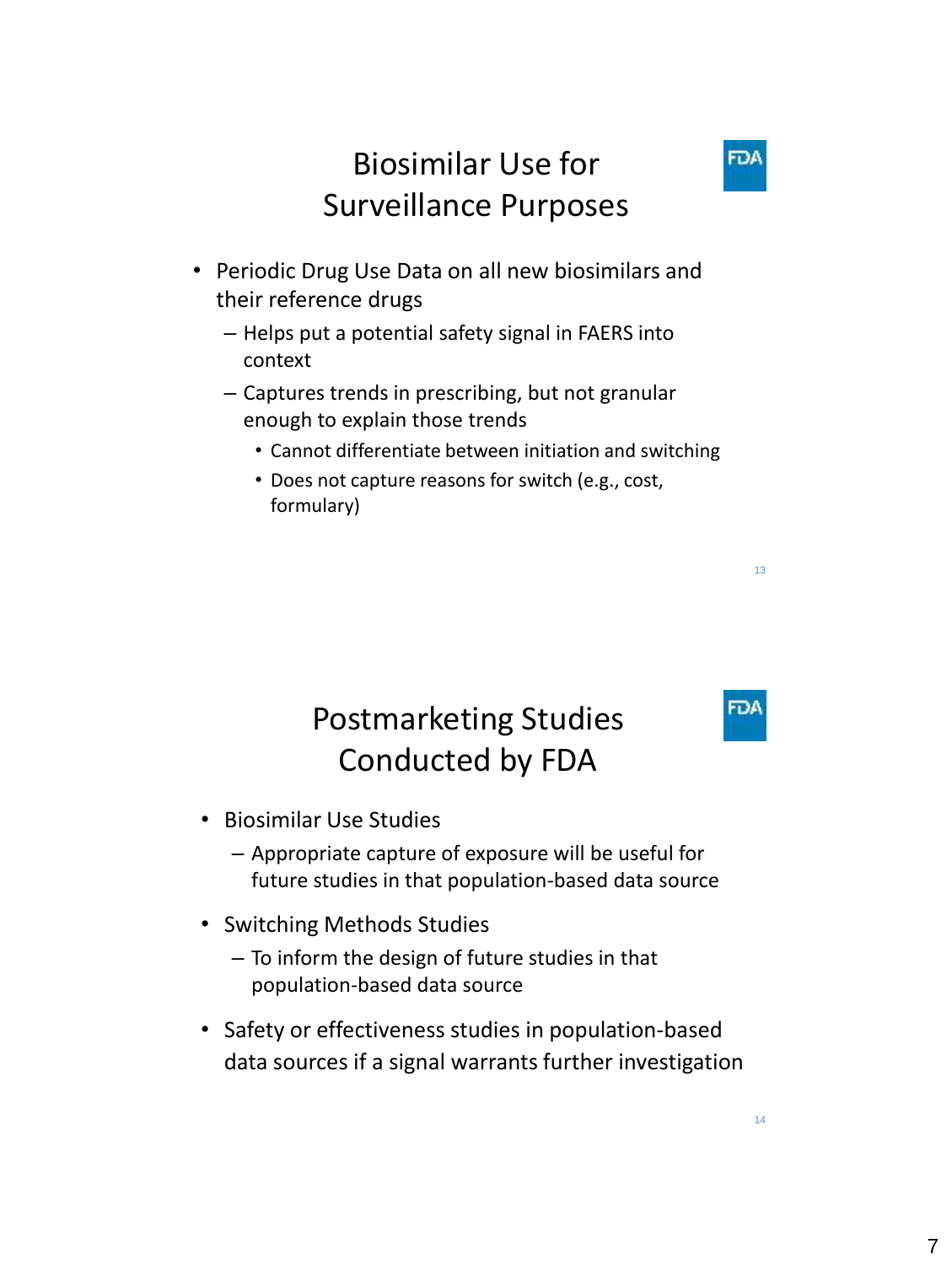## Biosimilar Use for Surveillance Purposes

- Periodic Drug Use Data on all new biosimilars and their reference drugs
  - Helps put a potential safety signal in FAERS into context
  - Captures trends in prescribing, but not granular enough to explain those trends
    - Cannot differentiate between initiation and switching
    - Does not capture reasons for switch (e.g., cost, formulary)

## Postmarketing Studies Conducted by FDA

- Biosimilar Use Studies
  - Appropriate capture of exposure will be useful for future studies in that population-based data source
- Switching Methods Studies
  - To inform the design of future studies in that population-based data source
- Safety or effectiveness studies in population-based data sources if a signal warrants further investigation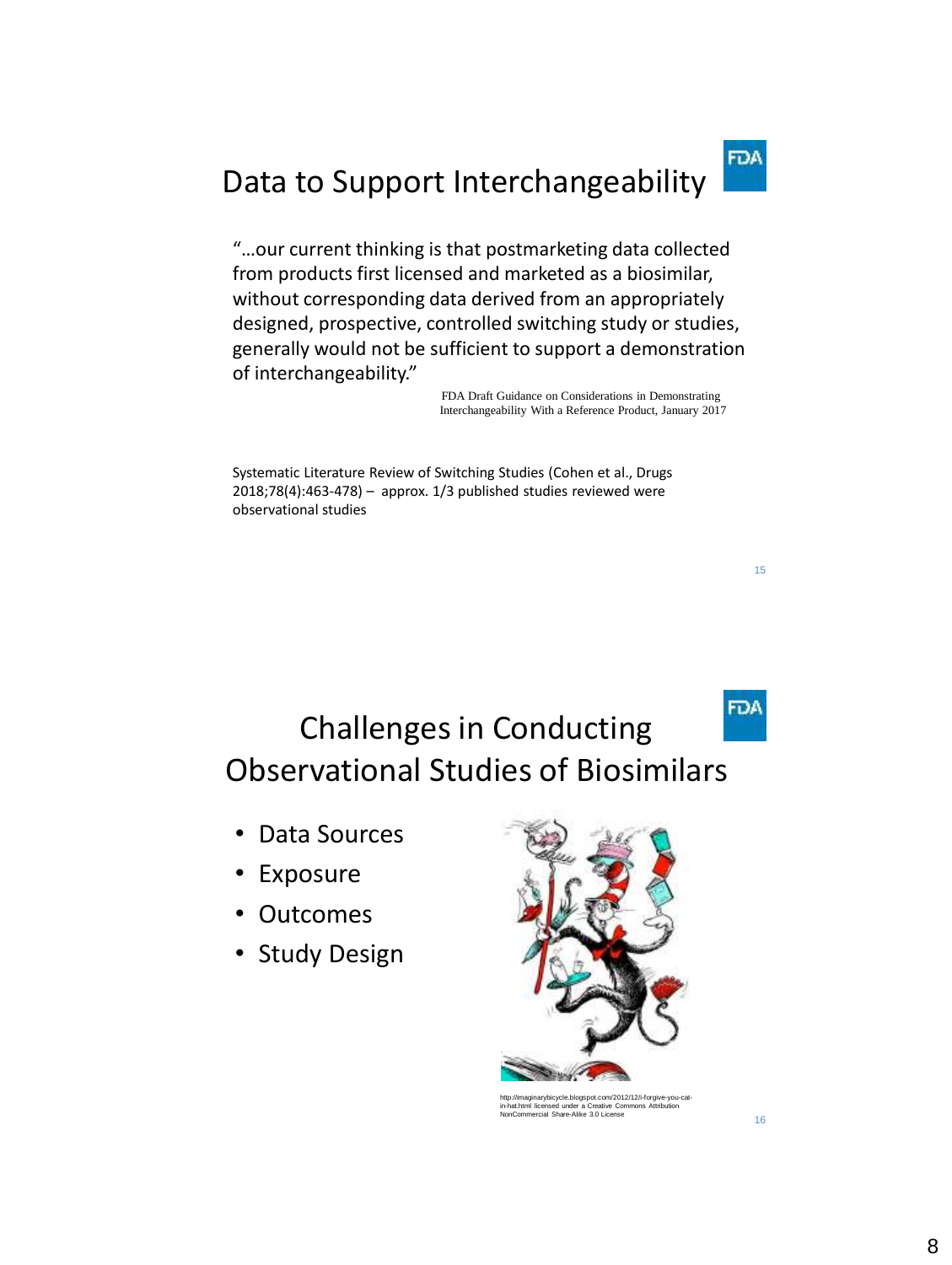## Data to Support Interchangeability

"…our current thinking is that postmarketing data collected from products first licensed and marketed as a biosimilar, without corresponding data derived from an appropriately designed, prospective, controlled switching study or studies, generally would not be sufficient to support a demonstration of interchangeability."

FDA Draft Guidance on Considerations in Demonstrating Interchangeability With a Reference Product, January 2017

Systematic Literature Review of Switching Studies (Cohen et al., Drugs 2018;78(4):463-478) – approx. 1/3 published studies reviewed were observational studies

## Challenges in Conducting Observational Studies of Biosimilars

- Data Sources
- Exposure
- Outcomes
- Study Design

http://imaginarybicycle.blogspot.com/2012/12/i-forgive-you-cat-in-hat.html licensed under a Creative Commons Attribution NonCommercial Share-Alike 3.0 License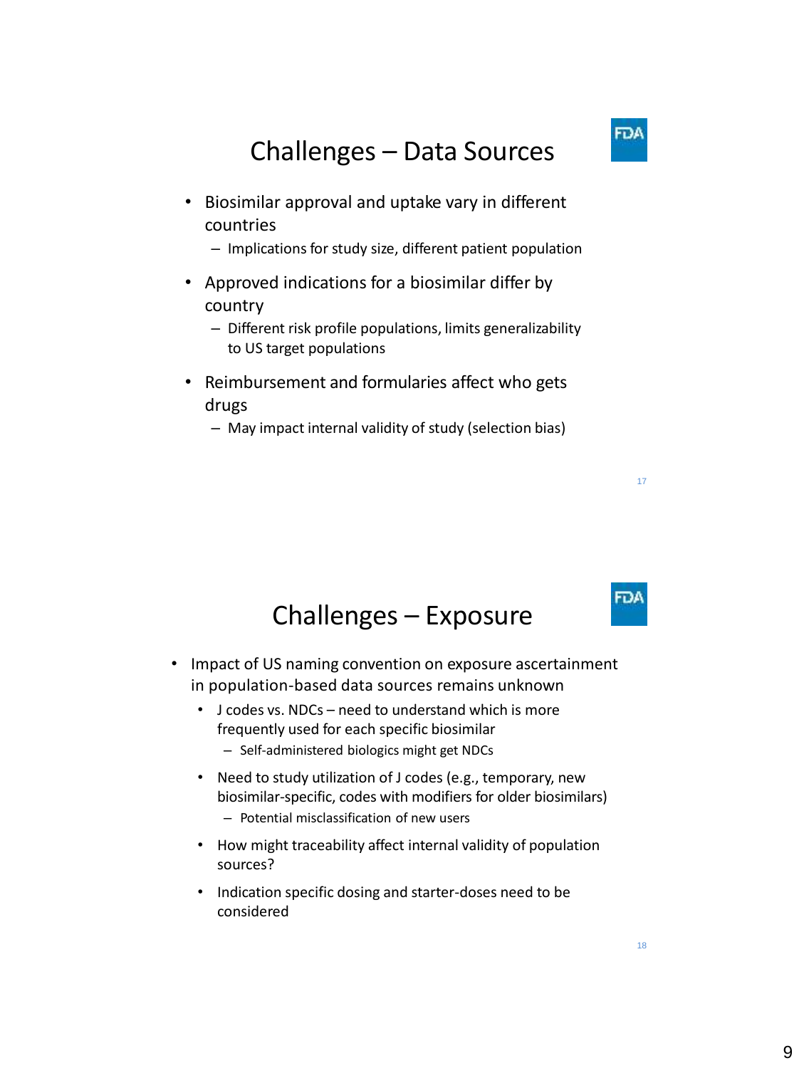## Challenges – Data Sources

- Biosimilar approval and uptake vary in different countries
  - Implications for study size, different patient population
- Approved indications for a biosimilar differ by country
  - Different risk profile populations, limits generalizability to US target populations
- Reimbursement and formularies affect who gets drugs
  - May impact internal validity of study (selection bias)

## Challenges – Exposure

- Impact of US naming convention on exposure ascertainment in population-based data sources remains unknown
  - J codes vs. NDCs – need to understand which is more frequently used for each specific biosimilar
    - Self-administered biologics might get NDCs
  - Need to study utilization of J codes (e.g., temporary, new biosimilar-specific, codes with modifiers for older biosimilars)
    - Potential misclassification of new users
  - How might traceability affect internal validity of population sources?
  - Indication specific dosing and starter-doses need to be considered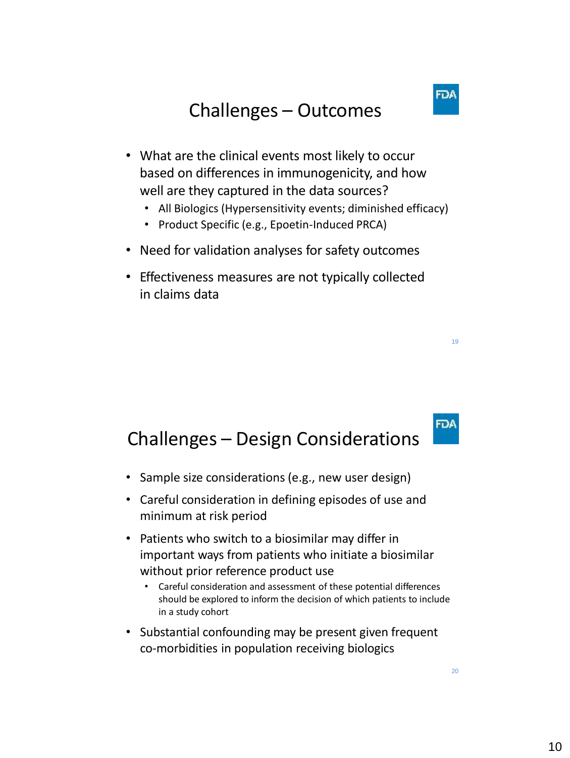## Challenges – Outcomes

- What are the clinical events most likely to occur based on differences in immunogenicity, and how well are they captured in the data sources?
  - All Biologics (Hypersensitivity events; diminished efficacy)
  - Product Specific (e.g., Epoetin-Induced PRCA)
- Need for validation analyses for safety outcomes
- Effectiveness measures are not typically collected in claims data

## Challenges – Design Considerations

- Sample size considerations (e.g., new user design)
- Careful consideration in defining episodes of use and minimum at risk period
- Patients who switch to a biosimilar may differ in important ways from patients who initiate a biosimilar without prior reference product use
  - Careful consideration and assessment of these potential differences should be explored to inform the decision of which patients to include in a study cohort
- Substantial confounding may be present given frequent co-morbidities in population receiving biologics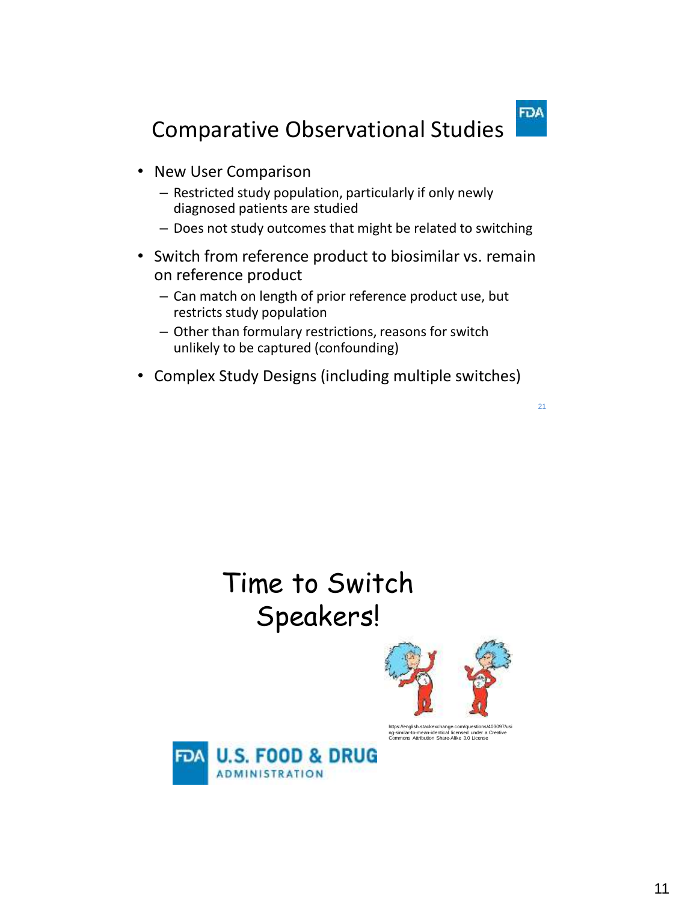## Comparative Observational Studies

- New User Comparison
  - Restricted study population, particularly if only newly diagnosed patients are studied
  - Does not study outcomes that might be related to switching
- Switch from reference product to biosimilar vs. remain on reference product
  - Can match on length of prior reference product use, but restricts study population
  - Other than formulary restrictions, reasons for switch unlikely to be captured (confounding)
- Complex Study Designs (including multiple switches)

## Time to Switch Speakers!

https://english.stackexchange.com/questions/403097/using-similar-to-mean-identical licensed under a Creative Commons Attribution Share-Alike 3.0 License

FDA U.S. FOOD & DRUG ADMINISTRATION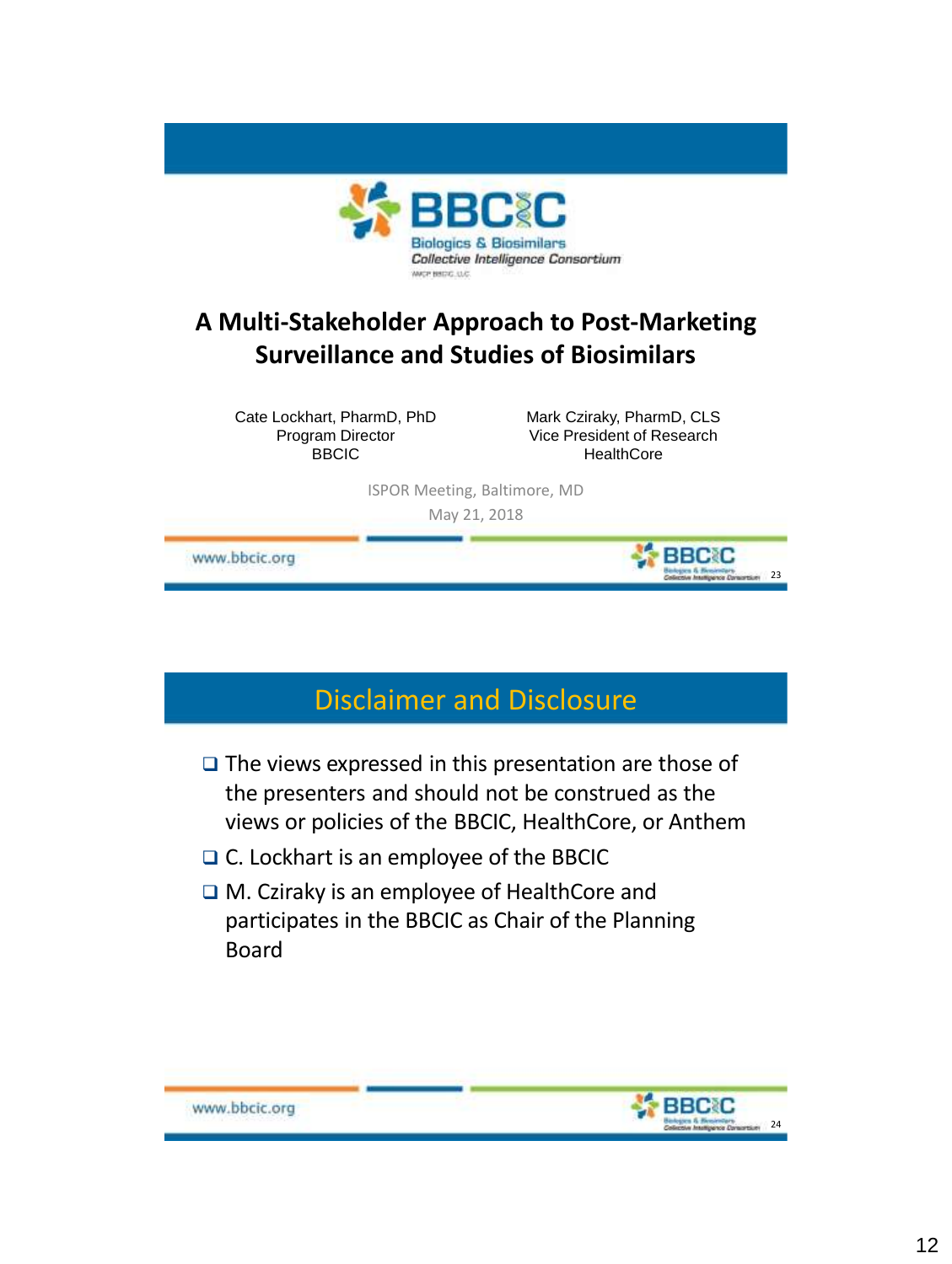**BBCIC**
Biologics & Biosimilars
*Collective Intelligence Consortium*

# A Multi-Stakeholder Approach to Post-Marketing Surveillance and Studies of Biosimilars

Cate Lockhart, PharmD, PhD
Program Director
BBCIC

Mark Cziraky, PharmD, CLS
Vice President of Research
HealthCore

ISPOR Meeting, Baltimore, MD
May 21, 2018

www.bbcic.org

## Disclaimer and Disclosure

- The views expressed in this presentation are those of the presenters and should not be construed as the views or policies of the BBCIC, HealthCore, or Anthem
- C. Lockhart is an employee of the BBCIC
- M. Cziraky is an employee of HealthCore and participates in the BBCIC as Chair of the Planning Board

www.bbcic.org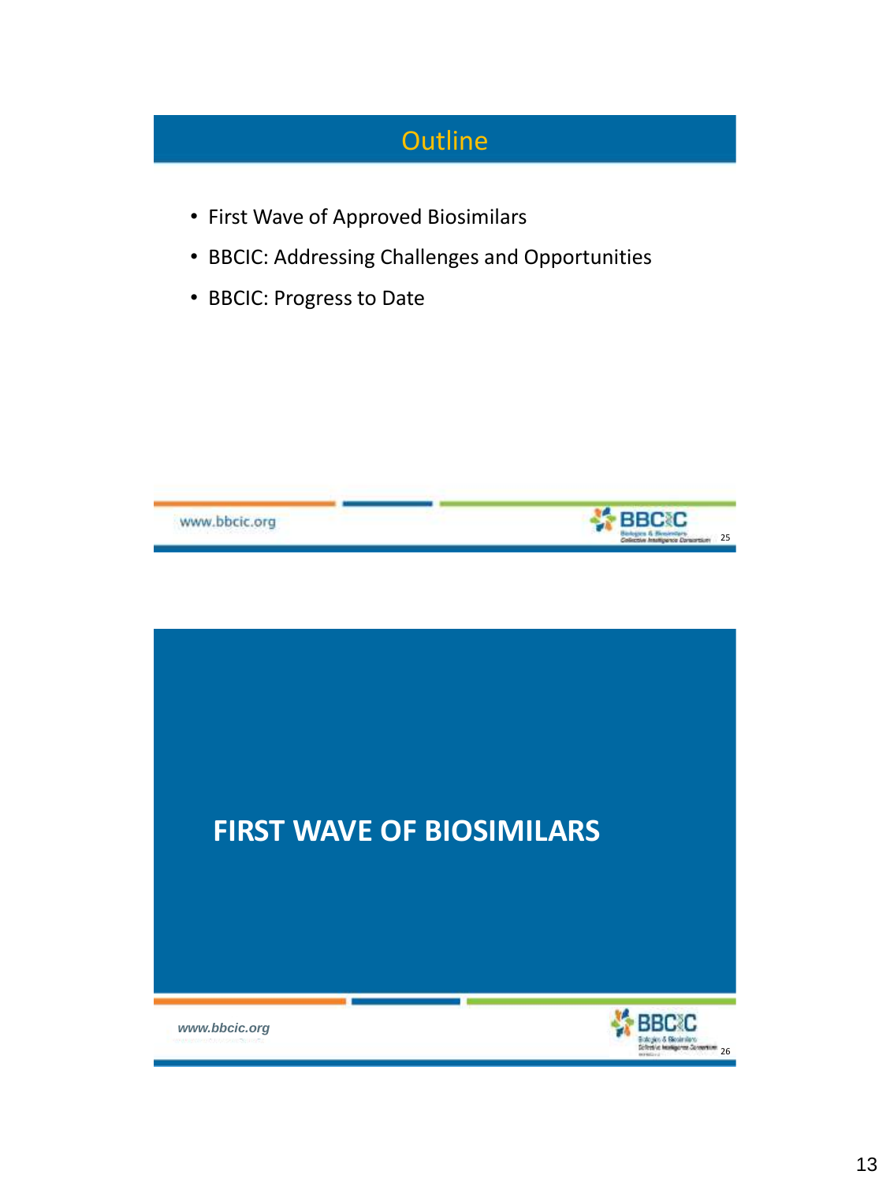## Outline

- First Wave of Approved Biosimilars
- BBCIC: Addressing Challenges and Opportunities
- BBCIC: Progress to Date

## FIRST WAVE OF BIOSIMILARS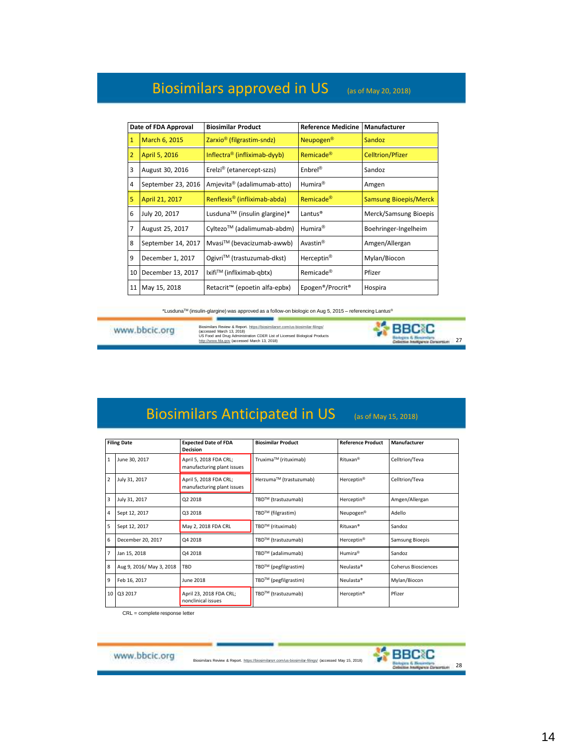## Biosimilars approved in US (as of May 20, 2018)

| | Date of FDA Approval | Biosimilar Product | Reference Medicine | Manufacturer |
|---|---|---|---|---|
| 1 | March 6, 2015 | Zarxio® (filgrastim-sndz) | Neupogen® | Sandoz |
| 2 | April 5, 2016 | Inflectra® (infliximab-dyyb) | Remicade® | Celltrion/Pfizer |
| 3 | August 30, 2016 | Erelzi® (etanercept-szzs) | Enbrel® | Sandoz |
| 4 | September 23, 2016 | Amjevita® (adalimumab-atto) | Humira® | Amgen |
| 5 | April 21, 2017 | Renflexis® (infliximab-abda) | Remicade® | Samsung Bioepis/Merck |
| 6 | July 20, 2017 | Lusduna™ (insulin glargine)* | Lantus® | Merck/Samsung Bioepis |
| 7 | August 25, 2017 | Cyltezo™ (adalimumab-abdm) | Humira® | Boehringer-Ingelheim |
| 8 | September 14, 2017 | Mvasi™ (bevacizumab-awwb) | Avastin® | Amgen/Allergan |
| 9 | December 1, 2017 | Ogivri™ (trastuzumab-dkst) | Herceptin® | Mylan/Biocon |
| 10 | December 13, 2017 | Ixifi™ (infliximab-qbtx) | Remicade® | Pfizer |
| 11 | May 15, 2018 | Retacrit™ (epoetin alfa-epbx) | Epogen®/Procrit® | Hospira |

*Lusduna™ (insulin-glargine) was approved as a follow-on biologic on Aug 5, 2015 – referencing Lantus®

www.bbcic.org

Biosimilars Review & Report. https://biosimilarsrr.com/us-biosimilar-filings/ (accessed March 13, 2018)
US Food and Drug Administration CDER List of Licensed Biological Products http://www.fda.gov (accessed March 13, 2018)

## Biosimilars Anticipated in US (as of May 15, 2018)

| | Filing Date | Expected Date of FDA Decision | Biosimilar Product | Reference Product | Manufacturer |
|---|---|---|---|---|---|
| 1 | June 30, 2017 | April 5, 2018 FDA CRL; manufacturing plant issues | Truxima™ (rituximab) | Rituxan® | Celltrion/Teva |
| 2 | July 31, 2017 | April 5, 2018 FDA CRL; manufacturing plant issues | Herzuma™ (trastuzumab) | Herceptin® | Celltrion/Teva |
| 3 | July 31, 2017 | Q2 2018 | TBD™ (trastuzumab) | Herceptin® | Amgen/Allergan |
| 4 | Sept 12, 2017 | Q3 2018 | TBD™ (filgrastim) | Neupogen® | Adello |
| 5 | Sept 12, 2017 | May 2, 2018 FDA CRL | TBD™ (rituximab) | Rituxan® | Sandoz |
| 6 | December 20, 2017 | Q4 2018 | TBD™ (trastuzumab) | Herceptin® | Samsung Bioepis |
| 7 | Jan 15, 2018 | Q4 2018 | TBD™ (adalimumab) | Humira® | Sandoz |
| 8 | Aug 9, 2016/ May 3, 2018 | TBD | TBD™ (pegfilgrastim) | Neulasta® | Coherus Biosciences |
| 9 | Feb 16, 2017 | June 2018 | TBD™ (pegfilgrastim) | Neulasta® | Mylan/Biocon |
| 10 | Q3 2017 | April 23, 2018 FDA CRL; nonclinical issues | TBD™ (trastuzumab) | Herceptin® | Pfizer |

CRL = complete response letter

www.bbcic.org

Biosimilars Review & Report. https://biosimilarsrr.com/us-biosimilar-filings/ (accessed May 15, 2018)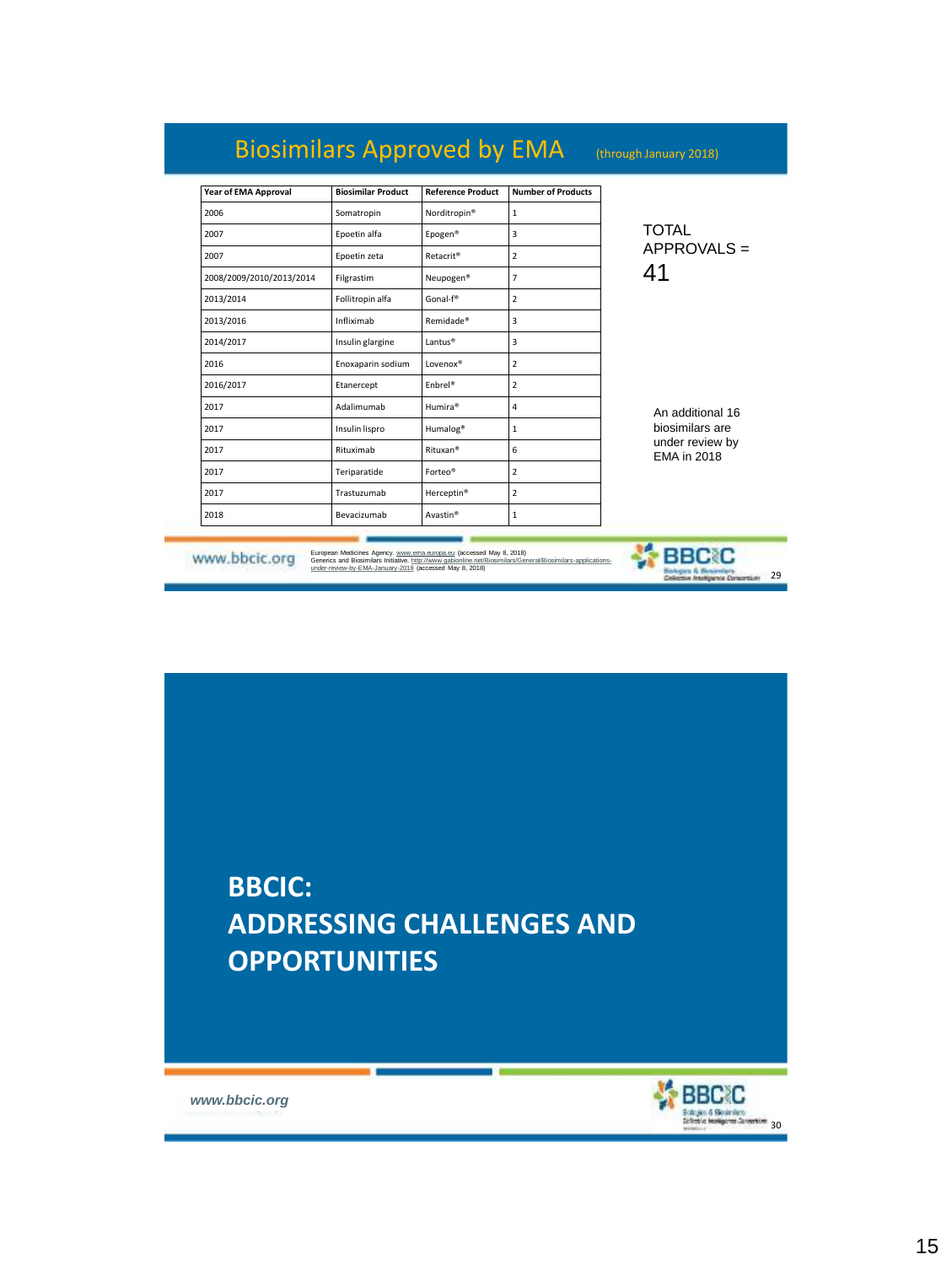## Biosimilars Approved by EMA (through January 2018)

| Year of EMA Approval | Biosimilar Product | Reference Product | Number of Products |
|---|---|---|---|
| 2006 | Somatropin | Norditropin® | 1 |
| 2007 | Epoetin alfa | Epogen® | 3 |
| 2007 | Epoetin zeta | Retacrit® | 2 |
| 2008/2009/2010/2013/2014 | Filgrastim | Neupogen® | 7 |
| 2013/2014 | Follitropin alfa | Gonal-f® | 2 |
| 2013/2016 | Infliximab | Remidade® | 3 |
| 2014/2017 | Insulin glargine | Lantus® | 3 |
| 2016 | Enoxaparin sodium | Lovenox® | 2 |
| 2016/2017 | Etanercept | Enbrel® | 2 |
| 2017 | Adalimumab | Humira® | 4 |
| 2017 | Insulin lispro | Humalog® | 1 |
| 2017 | Rituximab | Rituxan® | 6 |
| 2017 | Teriparatide | Forteo® | 2 |
| 2017 | Trastuzumab | Herceptin® | 2 |
| 2018 | Bevacizumab | Avastin® | 1 |

TOTAL APPROVALS = 41

An additional 16 biosimilars are under review by EMA in 2018

European Medicines Agency. www.ema.europa.eu (accessed May 8, 2018)
Generics and Biosimilars Initiative. http://www.gabionline.net/Biosimilars/General/Biosimilars-applications-under-review-by-EMA-January-2018 (accessed May 8, 2018)

www.bbcic.org

## BBCIC: ADDRESSING CHALLENGES AND OPPORTUNITIES

*www.bbcic.org*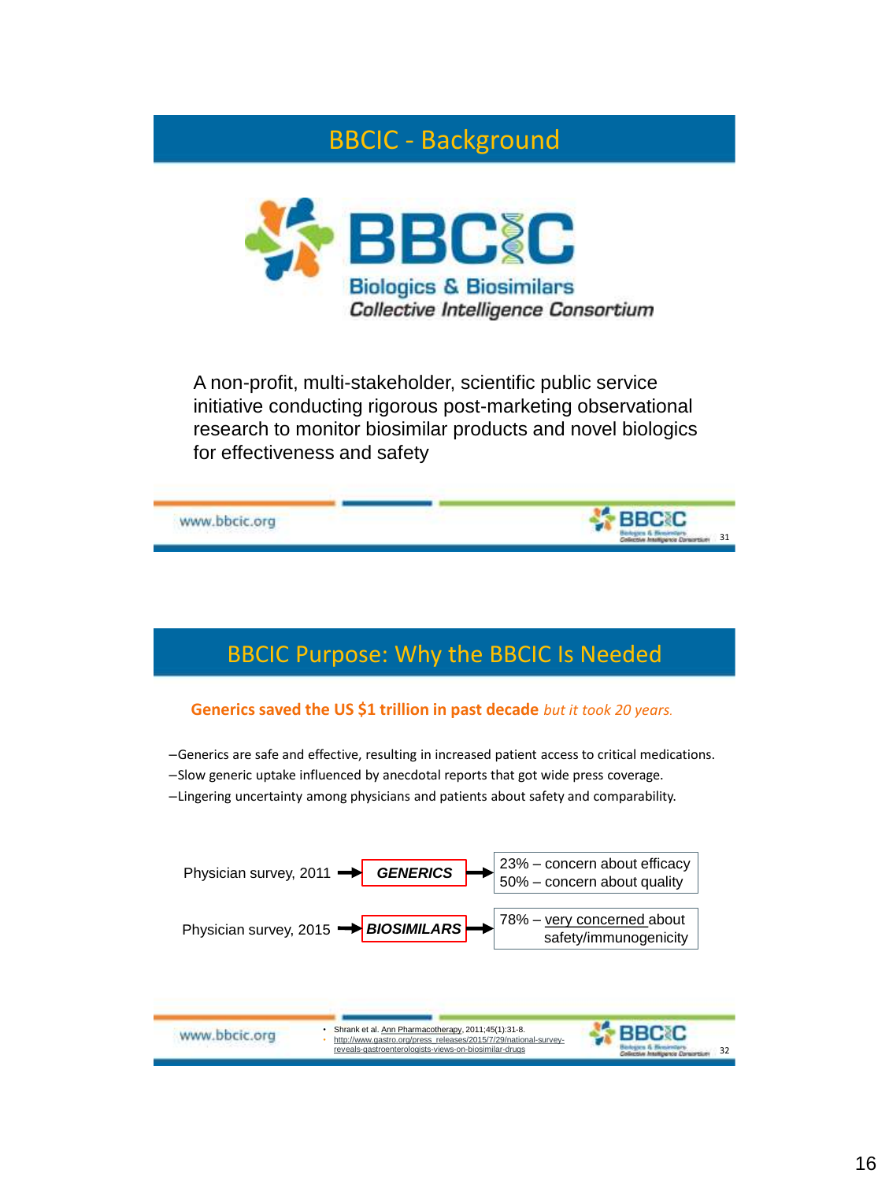## BBCIC - Background

BBCIC
Biologics & Biosimilars
*Collective Intelligence Consortium*

A non-profit, multi-stakeholder, scientific public service initiative conducting rigorous post-marketing observational research to monitor biosimilar products and novel biologics for effectiveness and safety

www.bbcic.org

## BBCIC Purpose: Why the BBCIC Is Needed

**Generics saved the US $1 trillion in past decade** *but it took 20 years.*

- Generics are safe and effective, resulting in increased patient access to critical medications.
- Slow generic uptake influenced by anecdotal reports that got wide press coverage.
- Lingering uncertainty among physicians and patients about safety and comparability.

Physician survey, 2011 → ***GENERICS*** → 23% – concern about efficacy; 50% – concern about quality

Physician survey, 2015 → ***BIOSIMILARS*** → 78% – very concerned about safety/immunogenicity

www.bbcic.org

- Shrank et al. Ann Pharmacotherapy, 2011;45(1):31-8.
- http://www.gastro.org/press_releases/2015/7/29/national-survey-reveals-gastroenterologists-views-on-biosimilar-drugs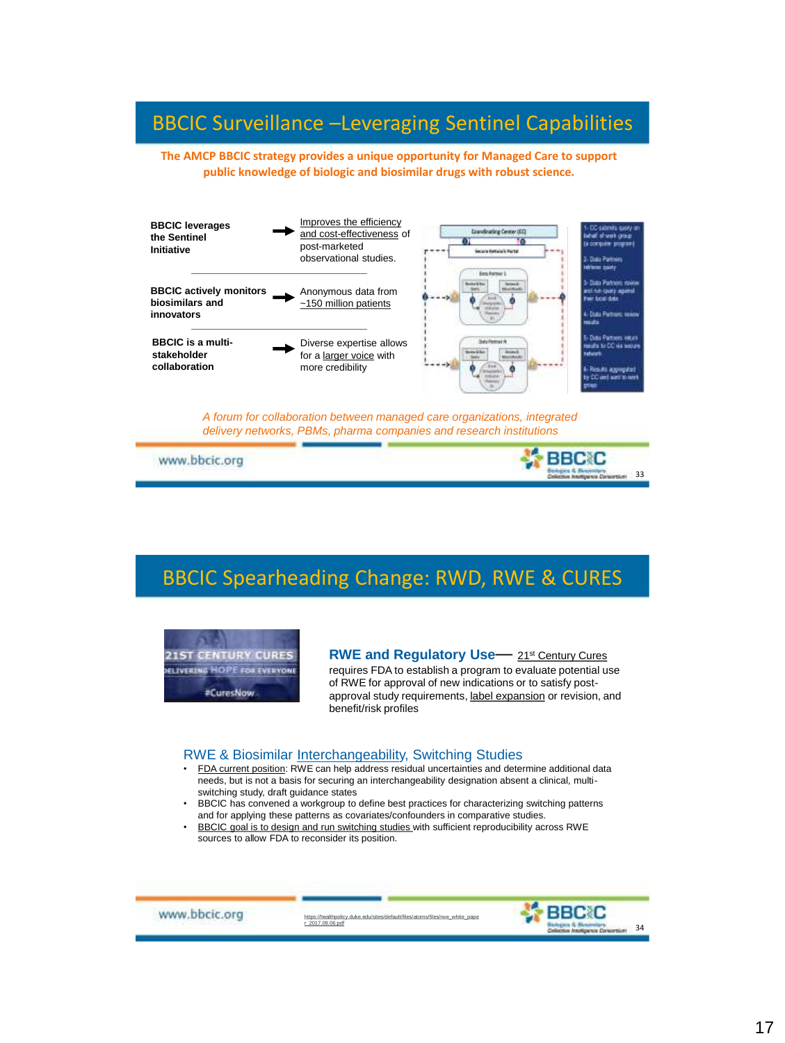## BBCIC Surveillance –Leveraging Sentinel Capabilities

**The AMCP BBCIC strategy provides a unique opportunity for Managed Care to support public knowledge of biologic and biosimilar drugs with robust science.**

**BBCIC leverages the Sentinel Initiative** → Improves the efficiency and cost-effectiveness of post-marketed observational studies.

**BBCIC actively monitors biosimilars and innovators** → Anonymous data from ~150 million patients

**BBCIC is a multi-stakeholder collaboration** → Diverse expertise allows for a larger voice with more credibility

1- DC submits query on behalf of work group (a computer program)
2- Data Partners retrieve query
3- Data Partners review and run query against their local data
4- Data Partners review results
5- Data Partners return results to CC via secure network
6- Results aggregated by CC and sent to work group

*A forum for collaboration between managed care organizations, integrated delivery networks, PBMs, pharma companies and research institutions*

www.bbcic.org

## BBCIC Spearheading Change: RWD, RWE & CURES

21ST CENTURY CURES
DELIVERING HOPE FOR EVERYONE
#CuresNow

**RWE and Regulatory Use**— 21st Century Cures requires FDA to establish a program to evaluate potential use of RWE for approval of new indications or to satisfy post-approval study requirements, label expansion or revision, and benefit/risk profiles

### RWE & Biosimilar Interchangeability, Switching Studies

- FDA current position: RWE can help address residual uncertainties and determine additional data needs, but is not a basis for securing an interchangeability designation absent a clinical, multi-switching study, draft guidance states
- BBCIC has convened a workgroup to define best practices for characterizing switching patterns and for applying these patterns as covariates/confounders in comparative studies.
- BBCIC goal is to design and run switching studies with sufficient reproducibility across RWE sources to allow FDA to reconsider its position.

www.bbcic.org

https://healthpolicy.duke.edu/sites/default/files/atoms/files/rwe_white_paper_2017.09.06.pdf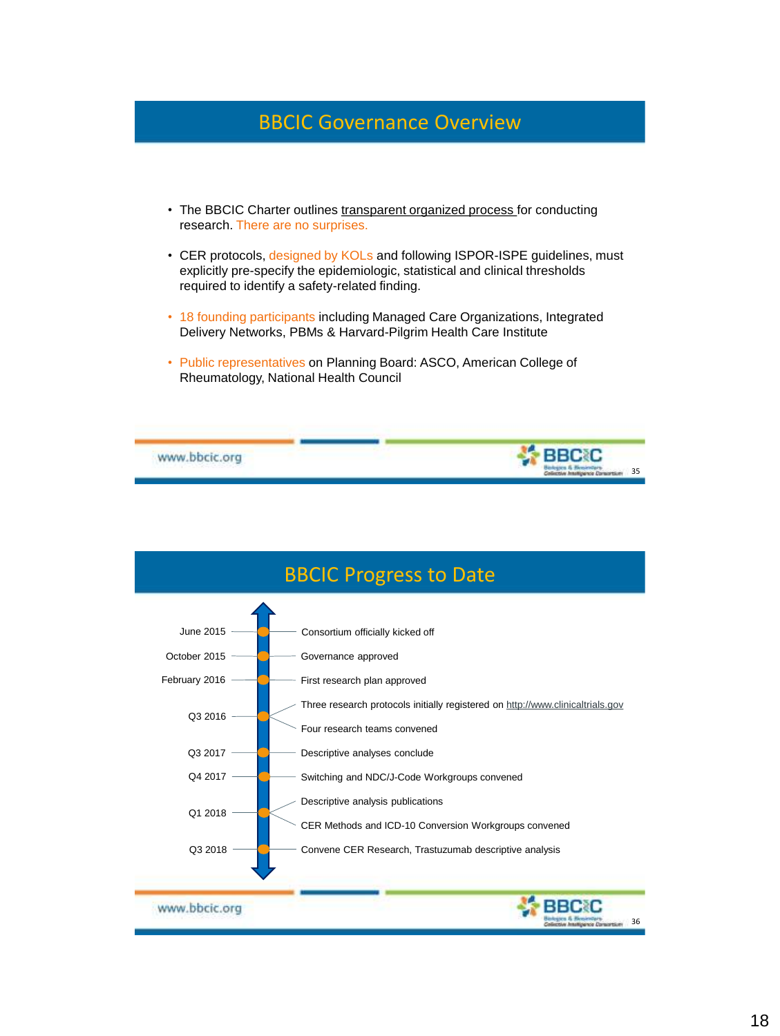## BBCIC Governance Overview

- The BBCIC Charter outlines transparent organized process for conducting research. There are no surprises.
- CER protocols, designed by KOLs and following ISPOR-ISPE guidelines, must explicitly pre-specify the epidemiologic, statistical and clinical thresholds required to identify a safety-related finding.
- 18 founding participants including Managed Care Organizations, Integrated Delivery Networks, PBMs & Harvard-Pilgrim Health Care Institute
- Public representatives on Planning Board: ASCO, American College of Rheumatology, National Health Council

www.bbcic.org

## BBCIC Progress to Date

| Date | Milestone |
| --- | --- |
| June 2015 | Consortium officially kicked off |
| October 2015 | Governance approved |
| February 2016 | First research plan approved |
| Q3 2016 | Three research protocols initially registered on http://www.clinicaltrials.gov; Four research teams convened |
| Q3 2017 | Descriptive analyses conclude |
| Q4 2017 | Switching and NDC/J-Code Workgroups convened |
| Q1 2018 | Descriptive analysis publications; CER Methods and ICD-10 Conversion Workgroups convened |
| Q3 2018 | Convene CER Research, Trastuzumab descriptive analysis |

www.bbcic.org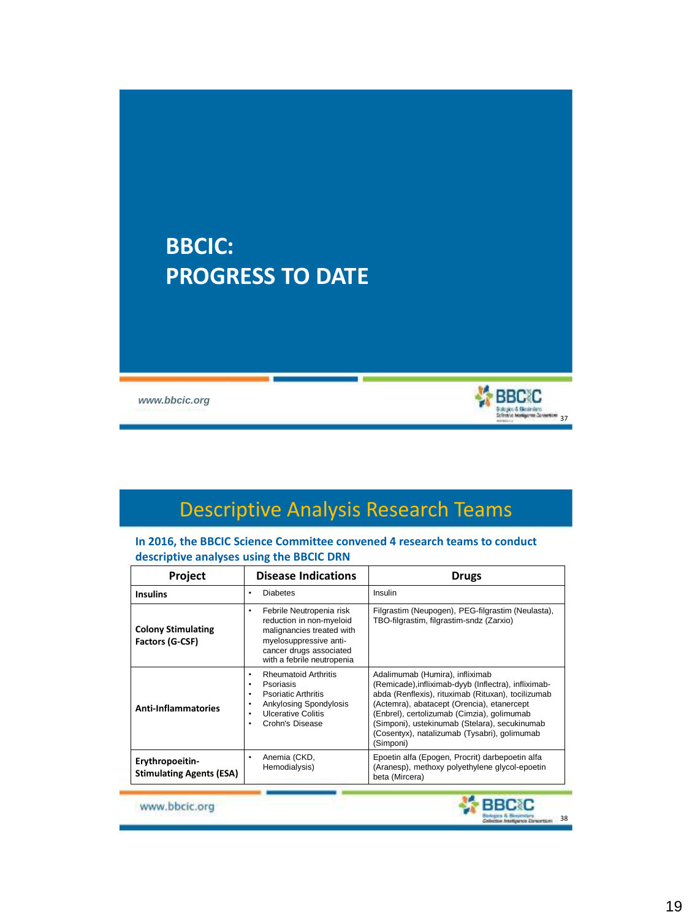# BBCIC:
# PROGRESS TO DATE

www.bbcic.org

## Descriptive Analysis Research Teams

**In 2016, the BBCIC Science Committee convened 4 research teams to conduct descriptive analyses using the BBCIC DRN**

| Project | Disease Indications | Drugs |
|---|---|---|
| **Insulins** | • Diabetes | Insulin |
| **Colony Stimulating Factors (G-CSF)** | • Febrile Neutropenia risk reduction in non-myeloid malignancies treated with myelosuppressive anti-cancer drugs associated with a febrile neutropenia | Filgrastim (Neupogen), PEG-filgrastim (Neulasta), TBO-filgrastim, filgrastim-sndz (Zarxio) |
| **Anti-Inflammatories** | • Rheumatoid Arthritis<br>• Psoriasis<br>• Psoriatic Arthritis<br>• Ankylosing Spondylosis<br>• Ulcerative Colitis<br>• Crohn's Disease | Adalimumab (Humira), infliximab (Remicade),infliximab-dyyb (Inflectra), infliximab-abda (Renflexis), rituximab (Rituxan), tocilizumab (Actemra), abatacept (Orencia), etanercept (Enbrel), certolizumab (Cimzia), golimumab (Simponi), ustekinumab (Stelara), secukinumab (Cosentyx), natalizumab (Tysabri), golimumab (Simponi) |
| **Erythropoeitin-Stimulating Agents (ESA)** | • Anemia (CKD, Hemodialysis) | Epoetin alfa (Epogen, Procrit) darbepoetin alfa (Aranesp), methoxy polyethylene glycol-epoetin beta (Mircera) |

www.bbcic.org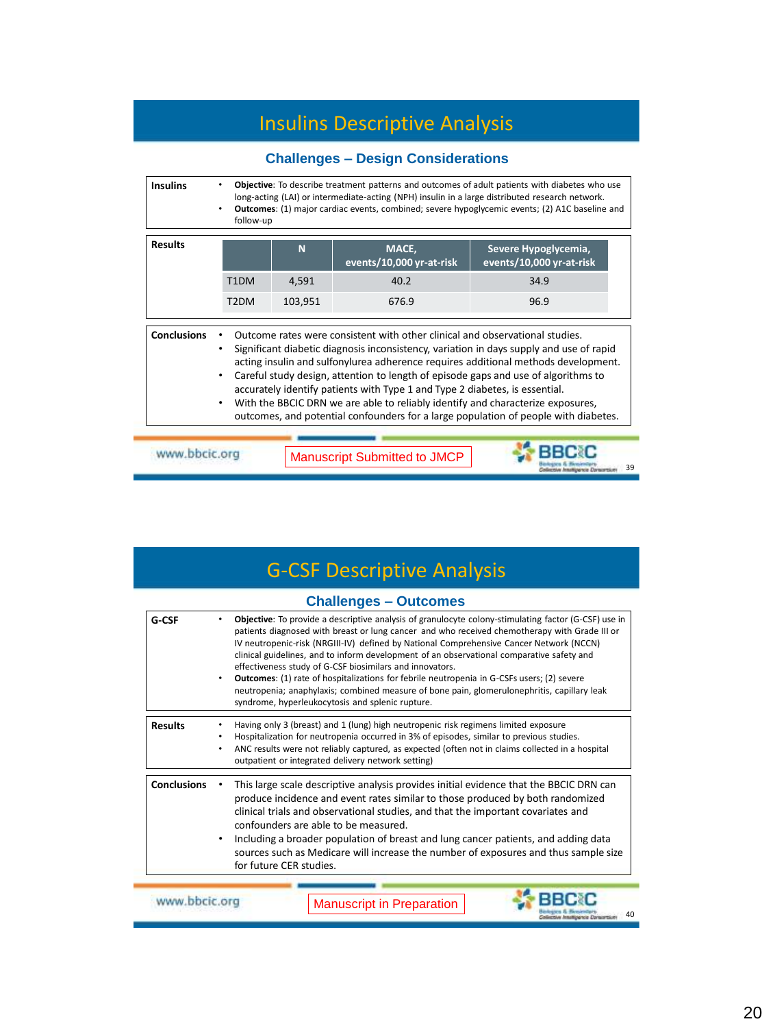# Insulins Descriptive Analysis

## Challenges – Design Considerations

**Insulins**

- **Objective**: To describe treatment patterns and outcomes of adult patients with diabetes who use long-acting (LAI) or intermediate-acting (NPH) insulin in a large distributed research network.
- **Outcomes**: (1) major cardiac events, combined; severe hypoglycemic events; (2) A1C baseline and follow-up

**Results**

| | N | MACE, events/10,000 yr-at-risk | Severe Hypoglycemia, events/10,000 yr-at-risk |
|---|---|---|---|
| T1DM | 4,591 | 40.2 | 34.9 |
| T2DM | 103,951 | 676.9 | 96.9 |

**Conclusions**

- Outcome rates were consistent with other clinical and observational studies.
- Significant diabetic diagnosis inconsistency, variation in days supply and use of rapid acting insulin and sulfonylurea adherence requires additional methods development.
- Careful study design, attention to length of episode gaps and use of algorithms to accurately identify patients with Type 1 and Type 2 diabetes, is essential.
- With the BBCIC DRN we are able to reliably identify and characterize exposures, outcomes, and potential confounders for a large population of people with diabetes.

www.bbcic.org

Manuscript Submitted to JMCP

BBCIC Biologics & Biosimilars Collective Intelligence Consortium

# G-CSF Descriptive Analysis

## Challenges – Outcomes

**G-CSF**

- **Objective**: To provide a descriptive analysis of granulocyte colony-stimulating factor (G-CSF) use in patients diagnosed with breast or lung cancer and who received chemotherapy with Grade III or IV neutropenic-risk (NRGIII-IV) defined by National Comprehensive Cancer Network (NCCN) clinical guidelines, and to inform development of an observational comparative safety and effectiveness study of G-CSF biosimilars and innovators.
- **Outcomes**: (1) rate of hospitalizations for febrile neutropenia in G-CSFs users; (2) severe neutropenia; anaphylaxis; combined measure of bone pain, glomerulonephritis, capillary leak syndrome, hyperleukocytosis and splenic rupture.

**Results**

- Having only 3 (breast) and 1 (lung) high neutropenic risk regimens limited exposure
- Hospitalization for neutropenia occurred in 3% of episodes, similar to previous studies.
- ANC results were not reliably captured, as expected (often not in claims collected in a hospital outpatient or integrated delivery network setting)

**Conclusions**

- This large scale descriptive analysis provides initial evidence that the BBCIC DRN can produce incidence and event rates similar to those produced by both randomized clinical trials and observational studies, and that the important covariates and confounders are able to be measured.
- Including a broader population of breast and lung cancer patients, and adding data sources such as Medicare will increase the number of exposures and thus sample size for future CER studies.

www.bbcic.org

Manuscript in Preparation

BBCIC Biologics & Biosimilars Collective Intelligence Consortium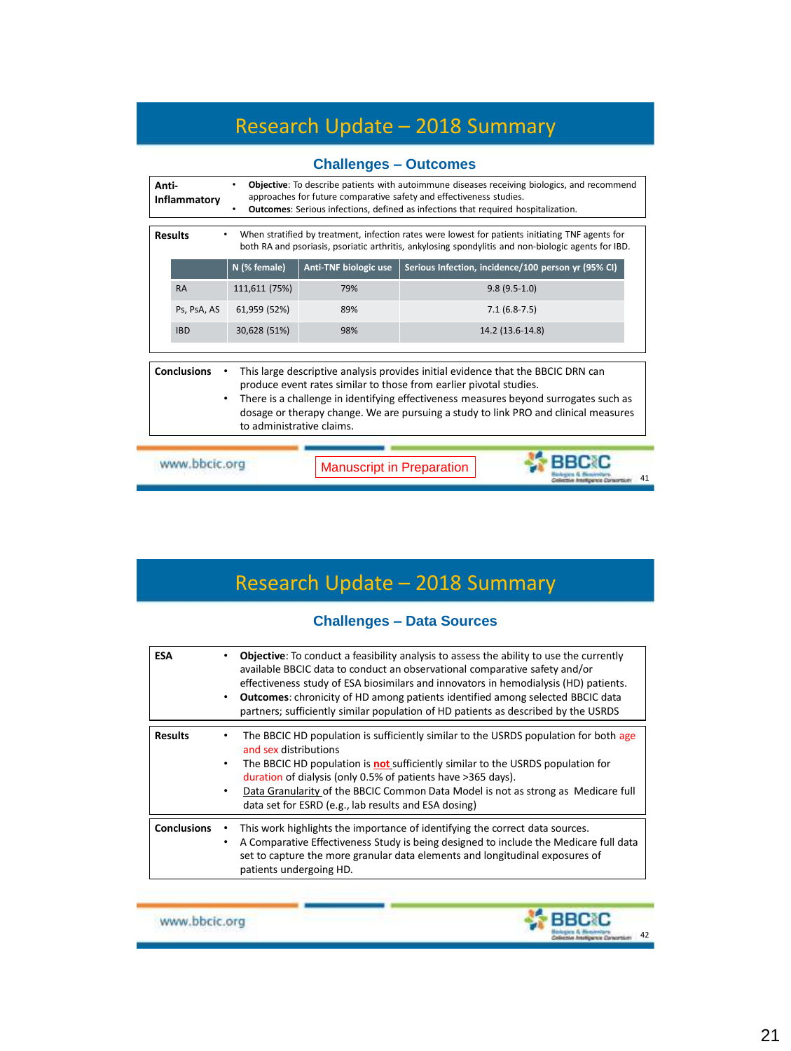# Research Update – 2018 Summary

## Challenges – Outcomes

**Anti-Inflammatory**

- **Objective**: To describe patients with autoimmune diseases receiving biologics, and recommend approaches for future comparative safety and effectiveness studies.
- **Outcomes**: Serious infections, defined as infections that required hospitalization.

**Results**

- When stratified by treatment, infection rates were lowest for patients initiating TNF agents for both RA and psoriasis, psoriatic arthritis, ankylosing spondylitis and non-biologic agents for IBD.

| | N (% female) | Anti-TNF biologic use | Serious Infection, incidence/100 person yr (95% CI) |
|---|---|---|---|
| RA | 111,611 (75%) | 79% | 9.8 (9.5-1.0) |
| Ps, PsA, AS | 61,959 (52%) | 89% | 7.1 (6.8-7.5) |
| IBD | 30,628 (51%) | 98% | 14.2 (13.6-14.8) |

**Conclusions**

- This large descriptive analysis provides initial evidence that the BBCIC DRN can produce event rates similar to those from earlier pivotal studies.
- There is a challenge in identifying effectiveness measures beyond surrogates such as dosage or therapy change. We are pursuing a study to link PRO and clinical measures to administrative claims.

www.bbcic.org

Manuscript in Preparation

BBCIC Biologics & Biosimilars Collective Intelligence Consortium

# Research Update – 2018 Summary

## Challenges – Data Sources

**ESA**

- **Objective**: To conduct a feasibility analysis to assess the ability to use the currently available BBCIC data to conduct an observational comparative safety and/or effectiveness study of ESA biosimilars and innovators in hemodialysis (HD) patients.
- **Outcomes**: chronicity of HD among patients identified among selected BBCIC data partners; sufficiently similar population of HD patients as described by the USRDS

**Results**

- The BBCIC HD population is sufficiently similar to the USRDS population for both age and sex distributions
- The BBCIC HD population is **not** sufficiently similar to the USRDS population for duration of dialysis (only 0.5% of patients have >365 days).
- Data Granularity of the BBCIC Common Data Model is not as strong as Medicare full data set for ESRD (e.g., lab results and ESA dosing)

**Conclusions**

- This work highlights the importance of identifying the correct data sources.
- A Comparative Effectiveness Study is being designed to include the Medicare full data set to capture the more granular data elements and longitudinal exposures of patients undergoing HD.

www.bbcic.org

BBCIC Biologics & Biosimilars Collective Intelligence Consortium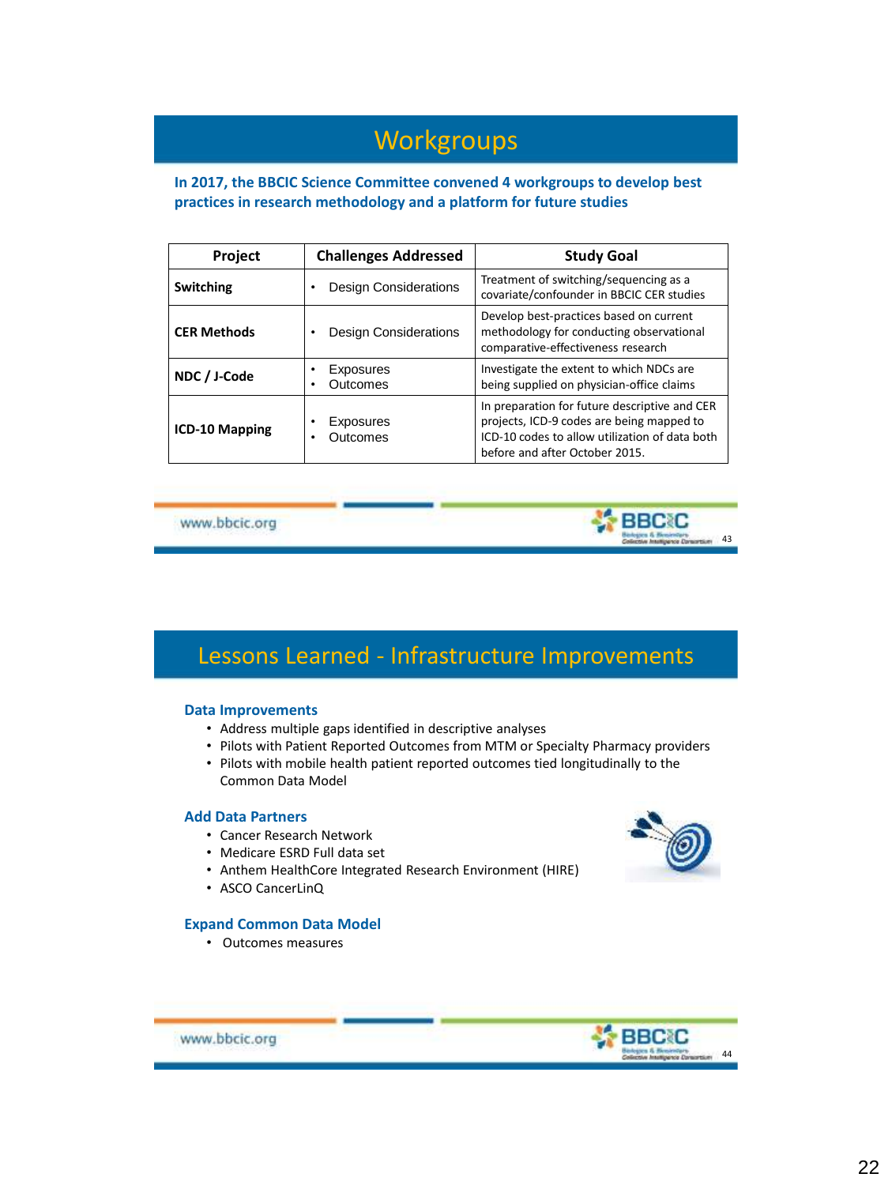## Workgroups

**In 2017, the BBCIC Science Committee convened 4 workgroups to develop best practices in research methodology and a platform for future studies**

| Project | Challenges Addressed | Study Goal |
|---|---|---|
| **Switching** | • Design Considerations | Treatment of switching/sequencing as a covariate/confounder in BBCIC CER studies |
| **CER Methods** | • Design Considerations | Develop best-practices based on current methodology for conducting observational comparative-effectiveness research |
| **NDC / J-Code** | • Exposures<br>• Outcomes | Investigate the extent to which NDCs are being supplied on physician-office claims |
| **ICD-10 Mapping** | • Exposures<br>• Outcomes | In preparation for future descriptive and CER projects, ICD-9 codes are being mapped to ICD-10 codes to allow utilization of data both before and after October 2015. |

www.bbcic.org

## Lessons Learned - Infrastructure Improvements

### Data Improvements

- Address multiple gaps identified in descriptive analyses
- Pilots with Patient Reported Outcomes from MTM or Specialty Pharmacy providers
- Pilots with mobile health patient reported outcomes tied longitudinally to the Common Data Model

### Add Data Partners

- Cancer Research Network
- Medicare ESRD Full data set
- Anthem HealthCore Integrated Research Environment (HIRE)
- ASCO CancerLinQ

### Expand Common Data Model

- Outcomes measures

www.bbcic.org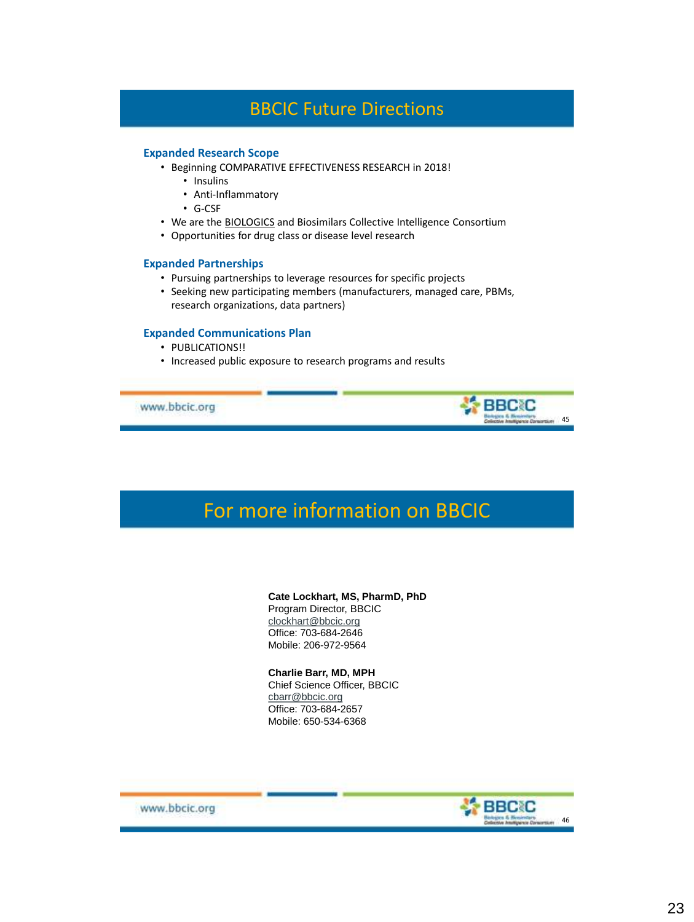# BBCIC Future Directions

### Expanded Research Scope

- Beginning COMPARATIVE EFFECTIVENESS RESEARCH in 2018!
  - Insulins
  - Anti-Inflammatory
  - G-CSF
- We are the BIOLOGICS and Biosimilars Collective Intelligence Consortium
- Opportunities for drug class or disease level research

### Expanded Partnerships

- Pursuing partnerships to leverage resources for specific projects
- Seeking new participating members (manufacturers, managed care, PBMs, research organizations, data partners)

### Expanded Communications Plan

- PUBLICATIONS!!
- Increased public exposure to research programs and results

www.bbcic.org

# For more information on BBCIC

**Cate Lockhart, MS, PharmD, PhD**
Program Director, BBCIC
clockhart@bbcic.org
Office: 703-684-2646
Mobile: 206-972-9564

**Charlie Barr, MD, MPH**
Chief Science Officer, BBCIC
cbarr@bbcic.org
Office: 703-684-2657
Mobile: 650-534-6368

www.bbcic.org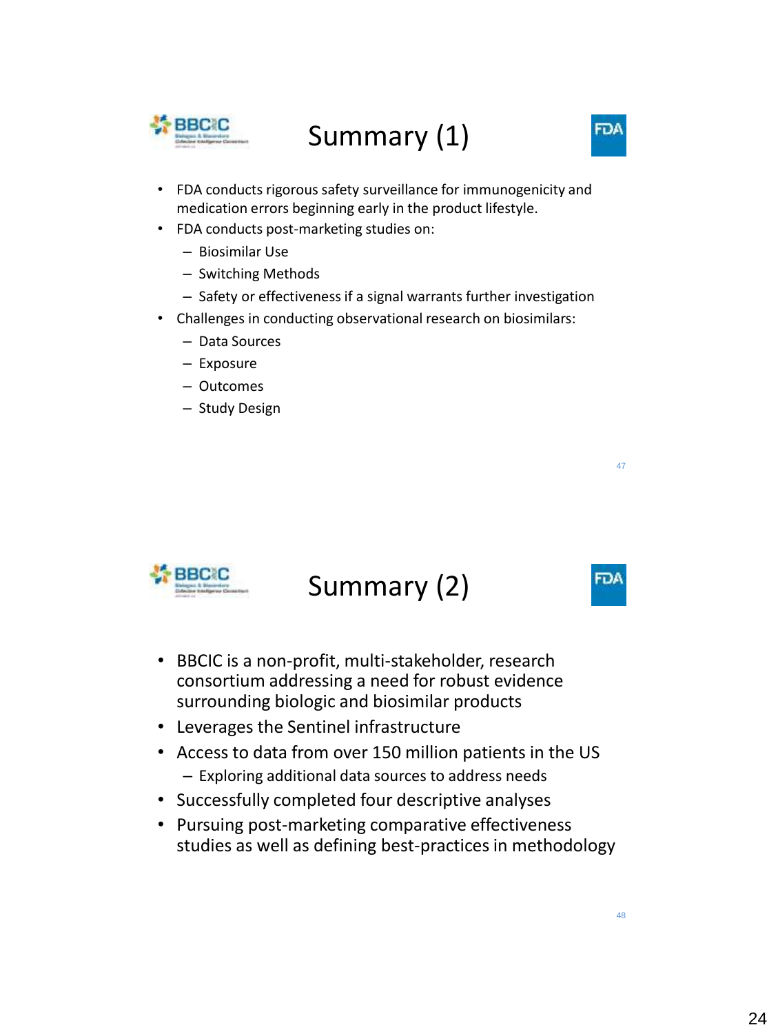## Summary (1)

- FDA conducts rigorous safety surveillance for immunogenicity and medication errors beginning early in the product lifestyle.
- FDA conducts post-marketing studies on:
  - Biosimilar Use
  - Switching Methods
  - Safety or effectiveness if a signal warrants further investigation
- Challenges in conducting observational research on biosimilars:
  - Data Sources
  - Exposure
  - Outcomes
  - Study Design

## Summary (2)

- BBCIC is a non-profit, multi-stakeholder, research consortium addressing a need for robust evidence surrounding biologic and biosimilar products
- Leverages the Sentinel infrastructure
- Access to data from over 150 million patients in the US
  - Exploring additional data sources to address needs
- Successfully completed four descriptive analyses
- Pursuing post-marketing comparative effectiveness studies as well as defining best-practices in methodology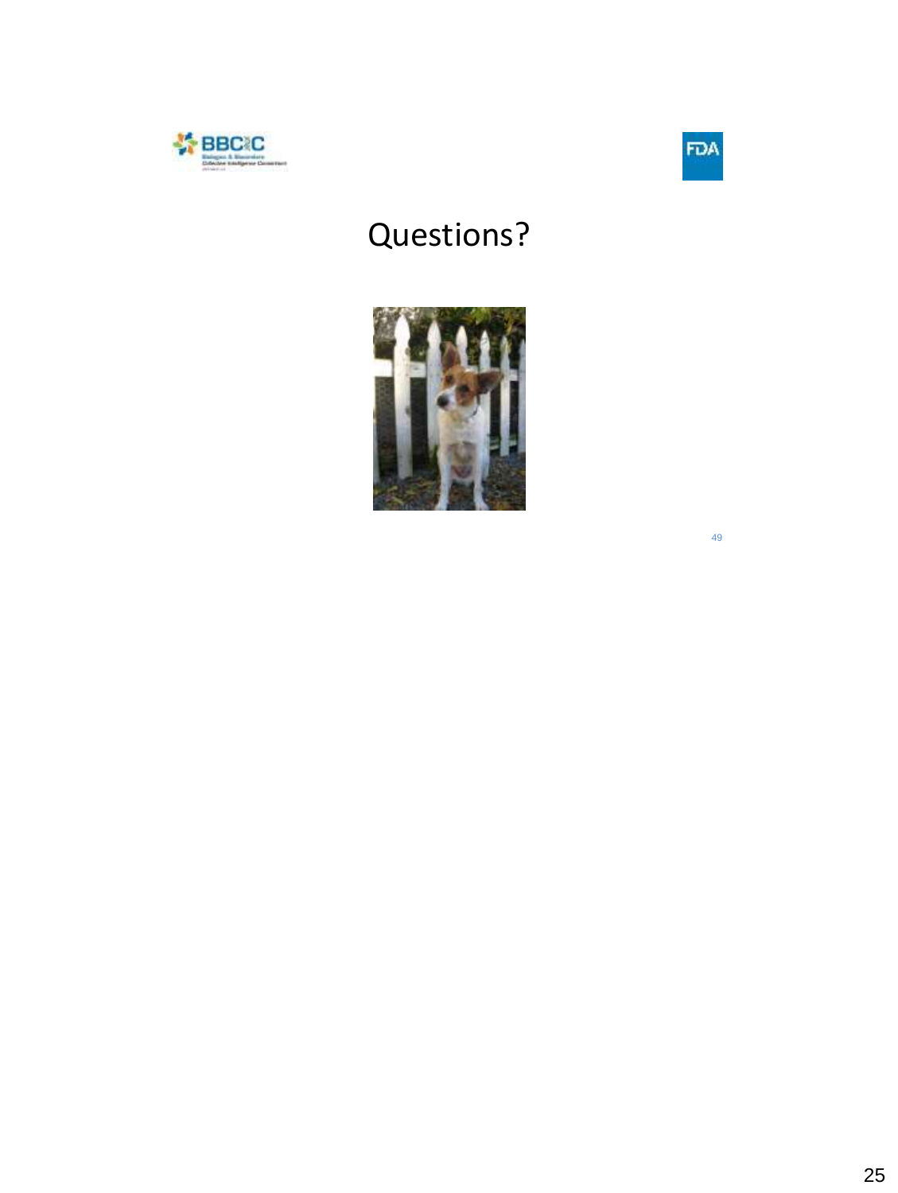# Questions?